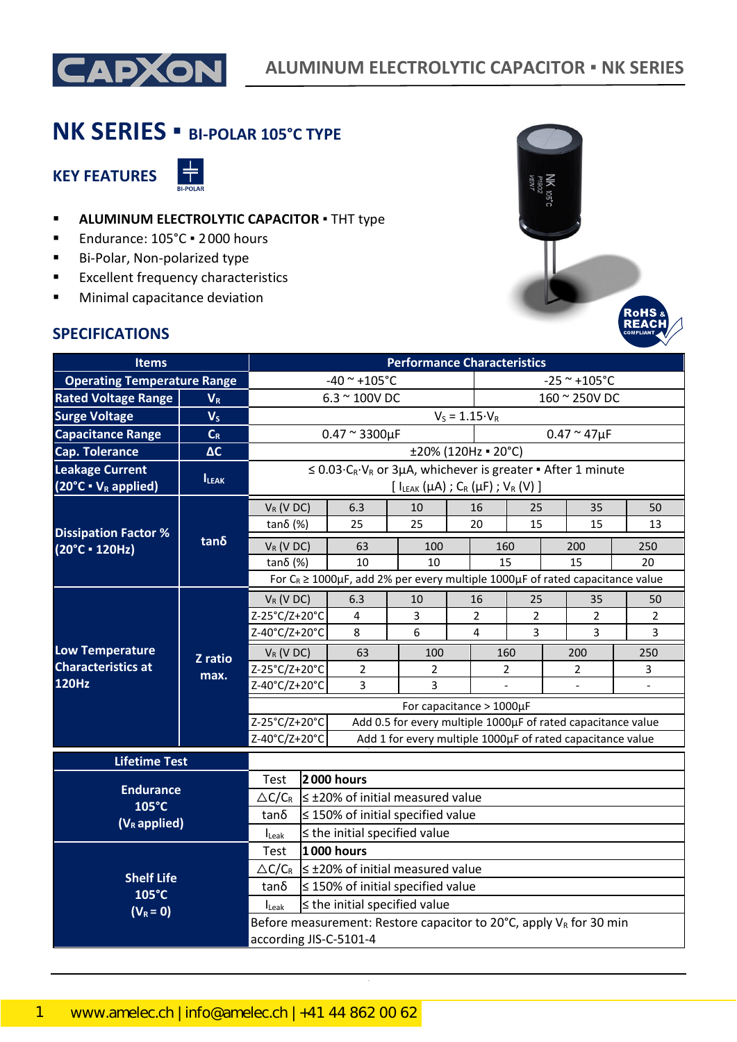# NK SERIES ▪ BI-POLAR 105°C TYPE

## KEY FEATURES

- **ALUMINUM ELECTROLYTIC CAPACITOR** ▪ THT type
- Endurance: 105°C ▪ 2 000 hours
- Bi-Polar, Non-polarized type
- Excellent frequency characteristics
- Minimal capacitance deviation

## SPECIFICATIONS

| Items | | Performance Characteristics | | | | | | |
|---|---|---|---|---|---|---|---|---|
| Operating Temperature Range | | -40 ~ +105°C | | | | -25 ~ +105°C | | |
| Rated Voltage Range | $V_R$ | 6.3 ~ 100V DC | | | | 160 ~ 250V DC | | |
| Surge Voltage | $V_S$ | $V_S = 1.15 \cdot V_R$ | | | | | | |
| Capacitance Range | $C_R$ | 0.47 ~ 3300µF | | | | 0.47 ~ 47µF | | |
| Cap. Tolerance | ΔC | ±20% (120Hz ▪ 20°C) | | | | | | |
| Leakage Current (20°C ▪ $V_R$ applied) | $I_{LEAK}$ | ≤ $0.03 \cdot C_R \cdot V_R$ or 3µA, whichever is greater ▪ After 1 minute [ $I_{LEAK}$ (µA) ; $C_R$ (µF) ; $V_R$ (V) ] | | | | | | |
| Dissipation Factor % (20°C ▪ 120Hz) | tanδ | $V_R$ (V DC) | 6.3 | 10 | 16 | 25 | 35 | 50 |
| | | tanδ (%) | 25 | 25 | 20 | 15 | 15 | 13 |
| | | $V_R$ (V DC) | 63 | 100 | 160 | 200 | 250 | |
| | | tanδ (%) | 10 | 10 | 15 | 15 | 20 | |
| | | For $C_R$ ≥ 1000µF, add 2% per every multiple 1000µF of rated capacitance value | | | | | | |
| Low Temperature Characteristics at 120Hz | Z ratio max. | $V_R$ (V DC) | 6.3 | 10 | 16 | 25 | 35 | 50 |
| | | Z-25°C/Z+20°C | 4 | 3 | 2 | 2 | 2 | 2 |
| | | Z-40°C/Z+20°C | 8 | 6 | 4 | 3 | 3 | 3 |
| | | $V_R$ (V DC) | 63 | 100 | 160 | 200 | 250 | |
| | | Z-25°C/Z+20°C | 2 | 2 | 2 | 2 | 3 | |
| | | Z-40°C/Z+20°C | 3 | 3 | - | - | - | |
| | | For capacitance > 1000µF | | | | | | |
| | | Z-25°C/Z+20°C | Add 0.5 for every multiple 1000µF of rated capacitance value | | | | | |
| | | Z-40°C/Z+20°C | Add 1 for every multiple 1000µF of rated capacitance value | | | | | |

| Lifetime Test | | |
|---|---|---|
| Endurance 105°C ($V_R$ applied) | Test | **2 000 hours** |
| | △C/$C_R$ | ≤ ±20% of initial measured value |
| | tanδ | ≤ 150% of initial specified value |
| | $I_{Leak}$ | ≤ the initial specified value |
| Shelf Life 105°C ($V_R$ = 0) | Test | **1 000 hours** |
| | △C/$C_R$ | ≤ ±20% of initial measured value |
| | tanδ | ≤ 150% of initial specified value |
| | $I_{Leak}$ | ≤ the initial specified value |
| | Before measurement: Restore capacitor to 20°C, apply $V_R$ for 30 min according JIS-C-5101-4 | |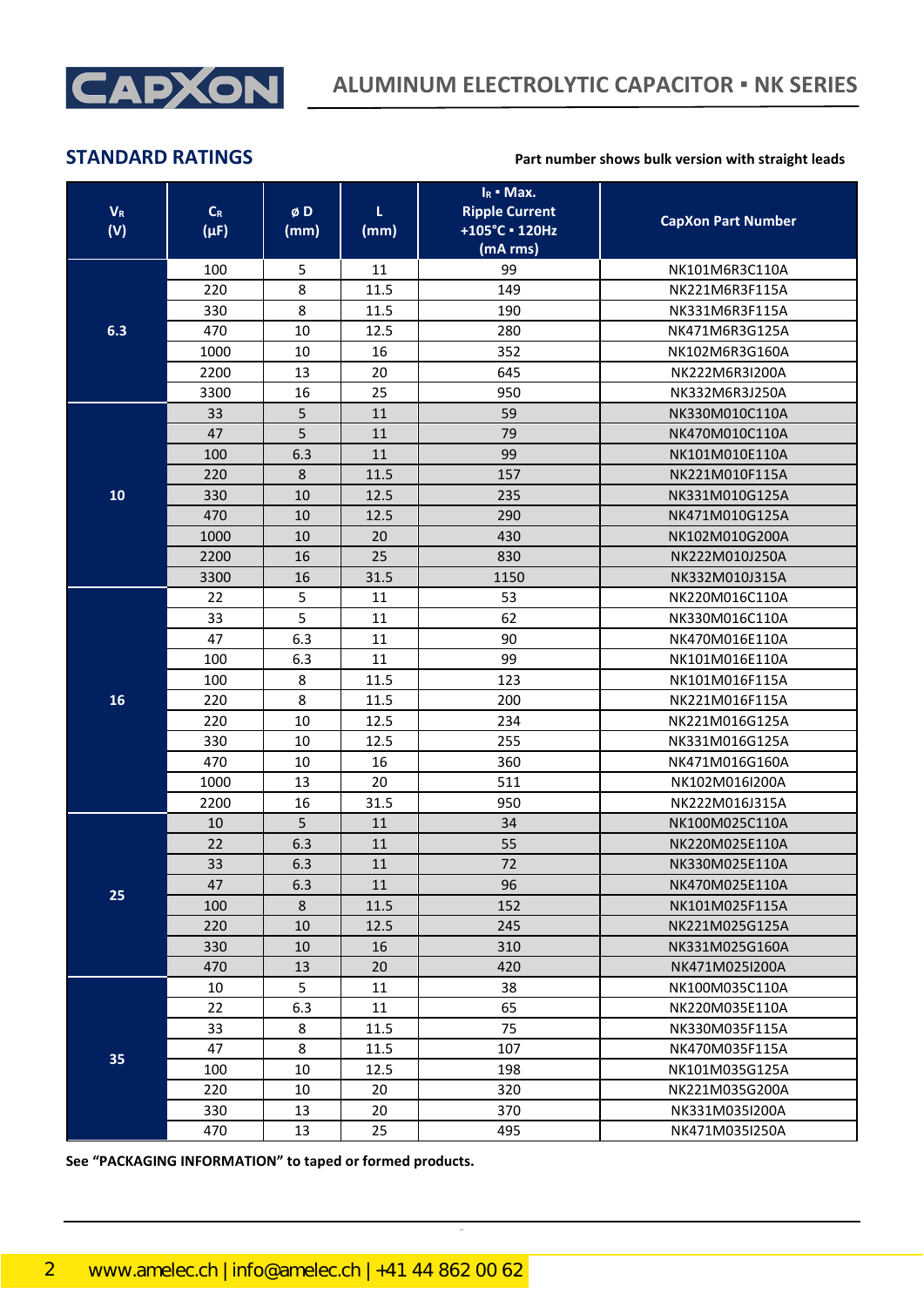## STANDARD RATINGS

**Part number shows bulk version with straight leads**

| $V_R$ (V) | $C_R$ (µF) | ø D (mm) | L (mm) | $I_R$ • Max. Ripple Current +105°C • 120Hz (mA rms) | CapXon Part Number |
|---|---|---|---|---|---|
| 6.3 | 100 | 5 | 11 | 99 | NK101M6R3C110A |
| | 220 | 8 | 11.5 | 149 | NK221M6R3F115A |
| | 330 | 8 | 11.5 | 190 | NK331M6R3F115A |
| | 470 | 10 | 12.5 | 280 | NK471M6R3G125A |
| | 1000 | 10 | 16 | 352 | NK102M6R3G160A |
| | 2200 | 13 | 20 | 645 | NK222M6R3I200A |
| | 3300 | 16 | 25 | 950 | NK332M6R3J250A |
| 10 | 33 | 5 | 11 | 59 | NK330M010C110A |
| | 47 | 5 | 11 | 79 | NK470M010C110A |
| | 100 | 6.3 | 11 | 99 | NK101M010E110A |
| | 220 | 8 | 11.5 | 157 | NK221M010F115A |
| | 330 | 10 | 12.5 | 235 | NK331M010G125A |
| | 470 | 10 | 12.5 | 290 | NK471M010G125A |
| | 1000 | 10 | 20 | 430 | NK102M010G200A |
| | 2200 | 16 | 25 | 830 | NK222M010J250A |
| | 3300 | 16 | 31.5 | 1150 | NK332M010J315A |
| 16 | 22 | 5 | 11 | 53 | NK220M016C110A |
| | 33 | 5 | 11 | 62 | NK330M016C110A |
| | 47 | 6.3 | 11 | 90 | NK470M016E110A |
| | 100 | 6.3 | 11 | 99 | NK101M016E110A |
| | 100 | 8 | 11.5 | 123 | NK101M016F115A |
| | 220 | 8 | 11.5 | 200 | NK221M016F115A |
| | 220 | 10 | 12.5 | 234 | NK221M016G125A |
| | 330 | 10 | 12.5 | 255 | NK331M016G125A |
| | 470 | 10 | 16 | 360 | NK471M016G160A |
| | 1000 | 13 | 20 | 511 | NK102M016I200A |
| | 2200 | 16 | 31.5 | 950 | NK222M016J315A |
| 25 | 10 | 5 | 11 | 34 | NK100M025C110A |
| | 22 | 6.3 | 11 | 55 | NK220M025E110A |
| | 33 | 6.3 | 11 | 72 | NK330M025E110A |
| | 47 | 6.3 | 11 | 96 | NK470M025E110A |
| | 100 | 8 | 11.5 | 152 | NK101M025F115A |
| | 220 | 10 | 12.5 | 245 | NK221M025G125A |
| | 330 | 10 | 16 | 310 | NK331M025G160A |
| | 470 | 13 | 20 | 420 | NK471M025I200A |
| 35 | 10 | 5 | 11 | 38 | NK100M035C110A |
| | 22 | 6.3 | 11 | 65 | NK220M035E110A |
| | 33 | 8 | 11.5 | 75 | NK330M035F115A |
| | 47 | 8 | 11.5 | 107 | NK470M035F115A |
| | 100 | 10 | 12.5 | 198 | NK101M035G125A |
| | 220 | 10 | 20 | 320 | NK221M035G200A |
| | 330 | 13 | 20 | 370 | NK331M035I200A |
| | 470 | 13 | 25 | 495 | NK471M035I250A |

**See "PACKAGING INFORMATION" to taped or formed products.**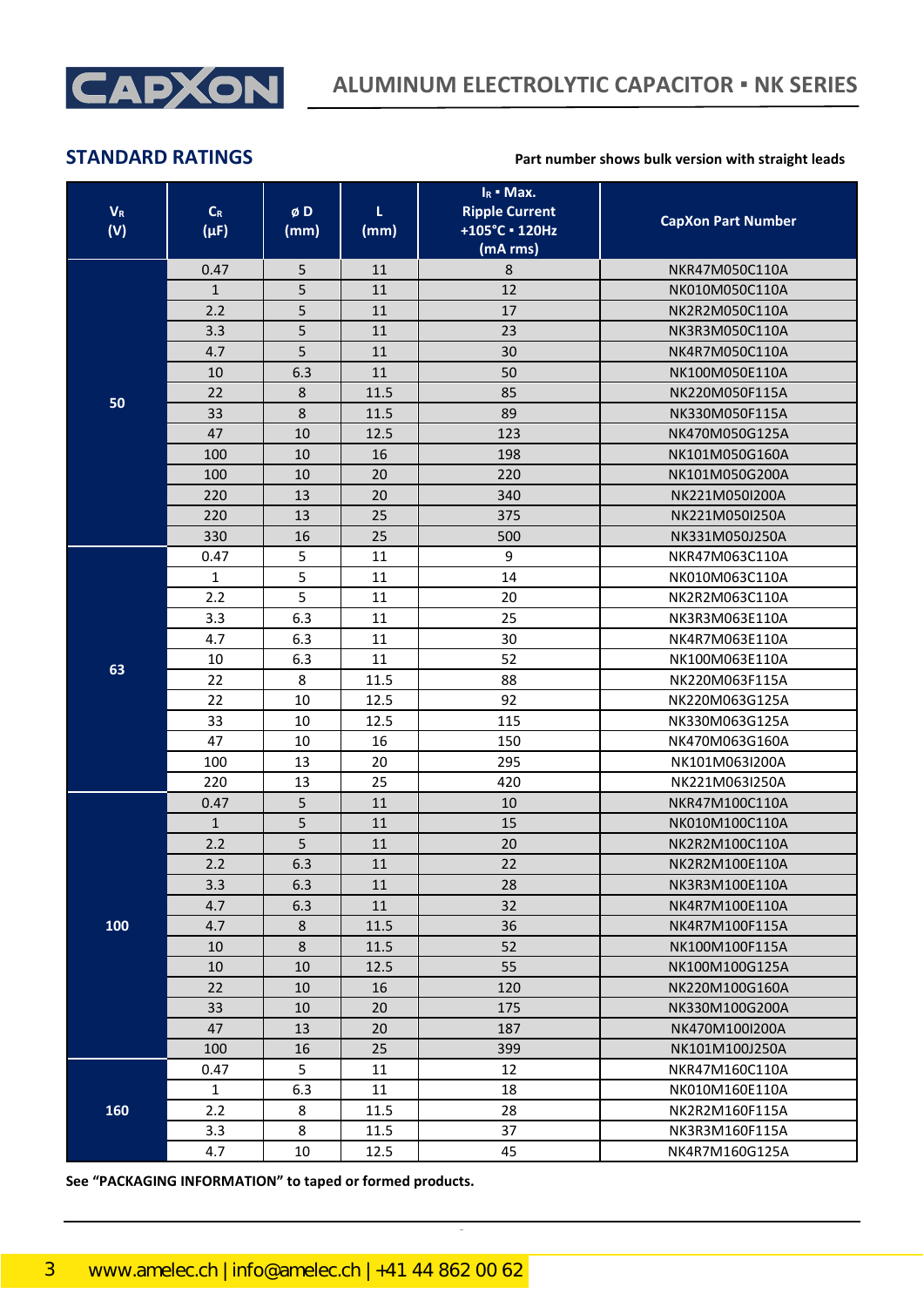## STANDARD RATINGS

**Part number shows bulk version with straight leads**

| $V_R$ (V) | $C_R$ (µF) | ø D (mm) | L (mm) | $I_R$ ▪ Max. Ripple Current +105°C ▪ 120Hz (mA rms) | CapXon Part Number |
|---|---|---|---|---|---|
| 50 | 0.47 | 5 | 11 | 8 | NKR47M050C110A |
| | 1 | 5 | 11 | 12 | NK010M050C110A |
| | 2.2 | 5 | 11 | 17 | NK2R2M050C110A |
| | 3.3 | 5 | 11 | 23 | NK3R3M050C110A |
| | 4.7 | 5 | 11 | 30 | NK4R7M050C110A |
| | 10 | 6.3 | 11 | 50 | NK100M050E110A |
| | 22 | 8 | 11.5 | 85 | NK220M050F115A |
| | 33 | 8 | 11.5 | 89 | NK330M050F115A |
| | 47 | 10 | 12.5 | 123 | NK470M050G125A |
| | 100 | 10 | 16 | 198 | NK101M050G160A |
| | 100 | 10 | 20 | 220 | NK101M050G200A |
| | 220 | 13 | 20 | 340 | NK221M050I200A |
| | 220 | 13 | 25 | 375 | NK221M050I250A |
| | 330 | 16 | 25 | 500 | NK331M050J250A |
| 63 | 0.47 | 5 | 11 | 9 | NKR47M063C110A |
| | 1 | 5 | 11 | 14 | NK010M063C110A |
| | 2.2 | 5 | 11 | 20 | NK2R2M063C110A |
| | 3.3 | 6.3 | 11 | 25 | NK3R3M063E110A |
| | 4.7 | 6.3 | 11 | 30 | NK4R7M063E110A |
| | 10 | 6.3 | 11 | 52 | NK100M063E110A |
| | 22 | 8 | 11.5 | 88 | NK220M063F115A |
| | 22 | 10 | 12.5 | 92 | NK220M063G125A |
| | 33 | 10 | 12.5 | 115 | NK330M063G125A |
| | 47 | 10 | 16 | 150 | NK470M063G160A |
| | 100 | 13 | 20 | 295 | NK101M063I200A |
| | 220 | 13 | 25 | 420 | NK221M063I250A |
| 100 | 0.47 | 5 | 11 | 10 | NKR47M100C110A |
| | 1 | 5 | 11 | 15 | NK010M100C110A |
| | 2.2 | 5 | 11 | 20 | NK2R2M100C110A |
| | 2.2 | 6.3 | 11 | 22 | NK2R2M100E110A |
| | 3.3 | 6.3 | 11 | 28 | NK3R3M100E110A |
| | 4.7 | 6.3 | 11 | 32 | NK4R7M100E110A |
| | 4.7 | 8 | 11.5 | 36 | NK4R7M100F115A |
| | 10 | 8 | 11.5 | 52 | NK100M100F115A |
| | 10 | 10 | 12.5 | 55 | NK100M100G125A |
| | 22 | 10 | 16 | 120 | NK220M100G160A |
| | 33 | 10 | 20 | 175 | NK330M100G200A |
| | 47 | 13 | 20 | 187 | NK470M100I200A |
| | 100 | 16 | 25 | 399 | NK101M100J250A |
| 160 | 0.47 | 5 | 11 | 12 | NKR47M160C110A |
| | 1 | 6.3 | 11 | 18 | NK010M160E110A |
| | 2.2 | 8 | 11.5 | 28 | NK2R2M160F115A |
| | 3.3 | 8 | 11.5 | 37 | NK3R3M160F115A |
| | 4.7 | 10 | 12.5 | 45 | NK4R7M160G125A |

**See "PACKAGING INFORMATION" to taped or formed products.**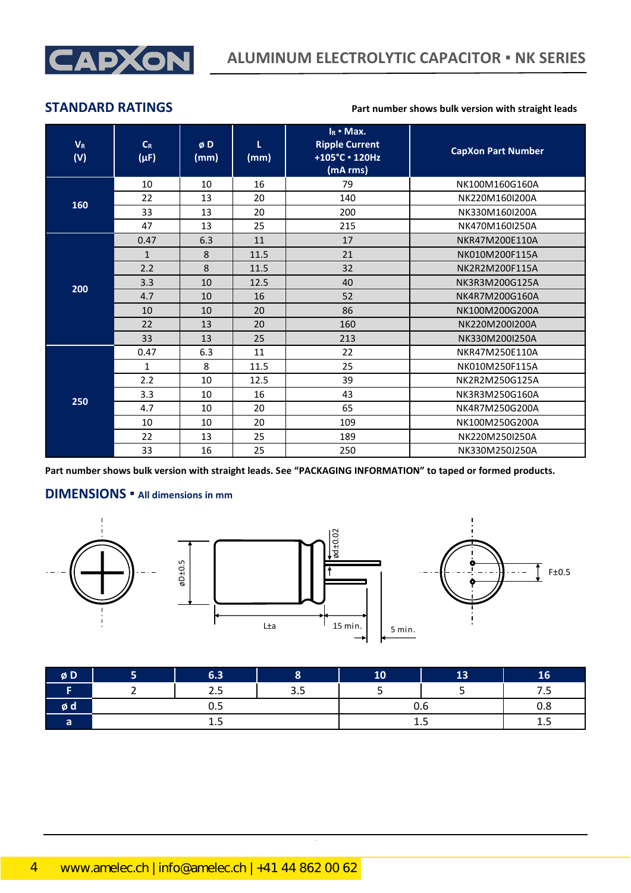## STANDARD RATINGS

Part number shows bulk version with straight leads

| $V_R$ (V) | $C_R$ (µF) | ø D (mm) | L (mm) | $I_R$ ▪ Max. Ripple Current +105°C ▪ 120Hz (mA rms) | CapXon Part Number |
|---|---|---|---|---|---|
| 160 | 10 | 10 | 16 | 79 | NK100M160G160A |
| | 22 | 13 | 20 | 140 | NK220M160I200A |
| | 33 | 13 | 20 | 200 | NK330M160I200A |
| | 47 | 13 | 25 | 215 | NK470M160I250A |
| 200 | 0.47 | 6.3 | 11 | 17 | NKR47M200E110A |
| | 1 | 8 | 11.5 | 21 | NK010M200F115A |
| | 2.2 | 8 | 11.5 | 32 | NK2R2M200F115A |
| | 3.3 | 10 | 12.5 | 40 | NK3R3M200G125A |
| | 4.7 | 10 | 16 | 52 | NK4R7M200G160A |
| | 10 | 10 | 20 | 86 | NK100M200G200A |
| | 22 | 13 | 20 | 160 | NK220M200I200A |
| | 33 | 13 | 25 | 213 | NK330M200I250A |
| 250 | 0.47 | 6.3 | 11 | 22 | NKR47M250E110A |
| | 1 | 8 | 11.5 | 25 | NK010M250F115A |
| | 2.2 | 10 | 12.5 | 39 | NK2R2M250G125A |
| | 3.3 | 10 | 16 | 43 | NK3R3M250G160A |
| | 4.7 | 10 | 20 | 65 | NK4R7M250G200A |
| | 10 | 10 | 20 | 109 | NK100M250G200A |
| | 22 | 13 | 25 | 189 | NK220M250I250A |
| | 33 | 16 | 25 | 250 | NK330M250J250A |

**Part number shows bulk version with straight leads. See "PACKAGING INFORMATION" to taped or formed products.**

## DIMENSIONS ▪ All dimensions in mm

øD±0.5 &nbsp; ød±0.02 &nbsp; L±a &nbsp; 15 min. &nbsp; 5 min. &nbsp; F±0.5

| ø D | 5 | 6.3 | 8 | 10 | 13 | 16 |
|---|---|---|---|---|---|---|
| F | 2 | 2.5 | 3.5 | 5 | 5 | 7.5 |
| ø d | 0.5 | | | 0.6 | | 0.8 |
| a | 1.5 | | | 1.5 | | 1.5 |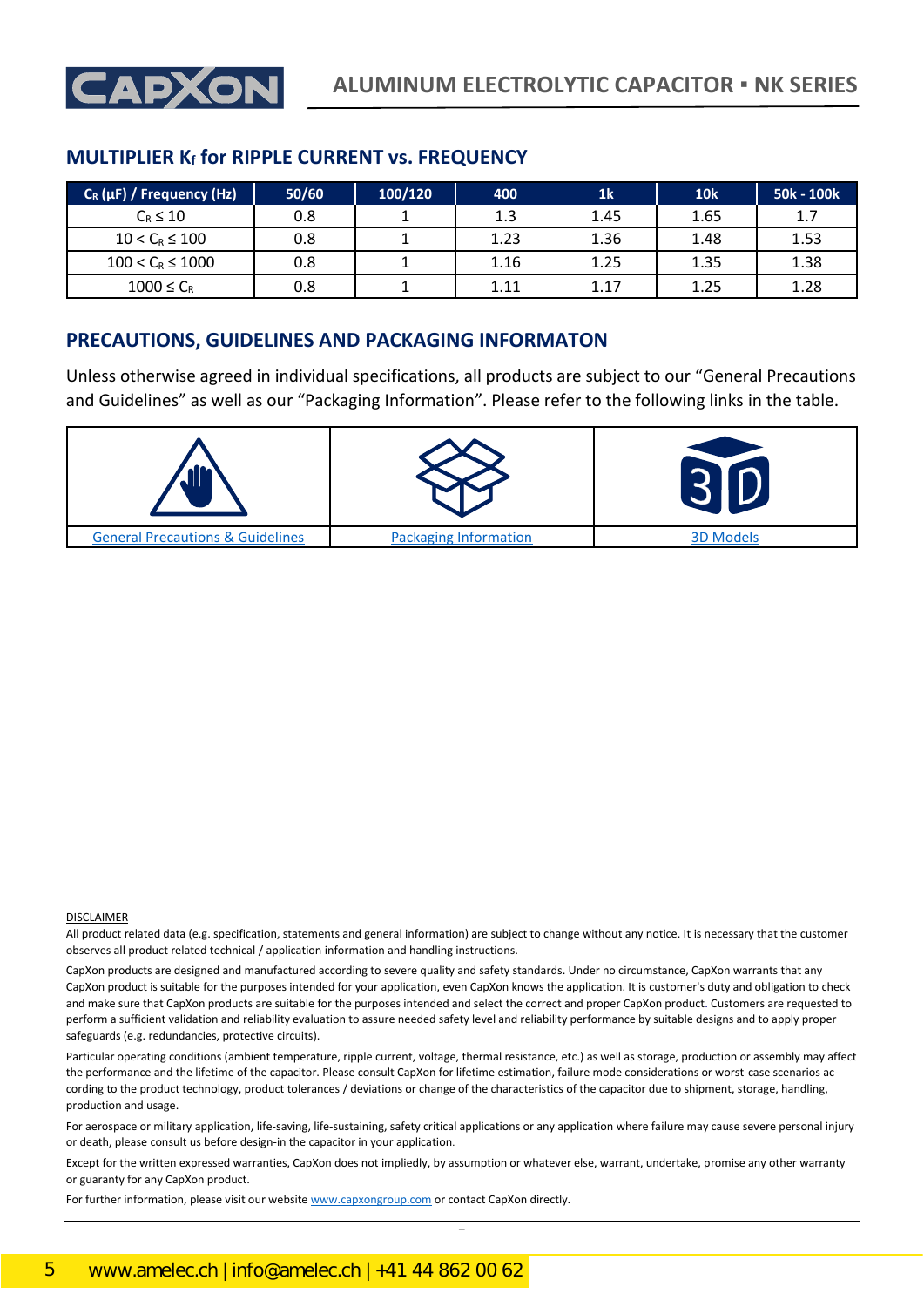## MULTIPLIER $K_f$ for RIPPLE CURRENT vs. FREQUENCY

| $C_R$ (µF) / Frequency (Hz) | 50/60 | 100/120 | 400 | 1k | 10k | 50k - 100k |
|---|---|---|---|---|---|---|
| $C_R \leq 10$ | 0.8 | 1 | 1.3 | 1.45 | 1.65 | 1.7 |
| $10 < C_R \leq 100$ | 0.8 | 1 | 1.23 | 1.36 | 1.48 | 1.53 |
| $100 < C_R \leq 1000$ | 0.8 | 1 | 1.16 | 1.25 | 1.35 | 1.38 |
| $1000 \leq C_R$ | 0.8 | 1 | 1.11 | 1.17 | 1.25 | 1.28 |

## PRECAUTIONS, GUIDELINES AND PACKAGING INFORMATON

Unless otherwise agreed in individual specifications, all products are subject to our "General Precautions and Guidelines" as well as our "Packaging Information". Please refer to the following links in the table.

| | | |
|---|---|---|
| General Precautions & Guidelines | Packaging Information | 3D Models |

DISCLAIMER

All product related data (e.g. specification, statements and general information) are subject to change without any notice. It is necessary that the customer observes all product related technical / application information and handling instructions.

CapXon products are designed and manufactured according to severe quality and safety standards. Under no circumstance, CapXon warrants that any CapXon product is suitable for the purposes intended for your application, even CapXon knows the application. It is customer's duty and obligation to check and make sure that CapXon products are suitable for the purposes intended and select the correct and proper CapXon product. Customers are requested to perform a sufficient validation and reliability evaluation to assure needed safety level and reliability performance by suitable designs and to apply proper safeguards (e.g. redundancies, protective circuits).

Particular operating conditions (ambient temperature, ripple current, voltage, thermal resistance, etc.) as well as storage, production or assembly may affect the performance and the lifetime of the capacitor. Please consult CapXon for lifetime estimation, failure mode considerations or worst-case scenarios according to the product technology, product tolerances / deviations or change of the characteristics of the capacitor due to shipment, storage, handling, production and usage.

For aerospace or military application, life-saving, life-sustaining, safety critical applications or any application where failure may cause severe personal injury or death, please consult us before design-in the capacitor in your application.

Except for the written expressed warranties, CapXon does not impliedly, by assumption or whatever else, warrant, undertake, promise any other warranty or guaranty for any CapXon product.

For further information, please visit our website www.capxongroup.com or contact CapXon directly.